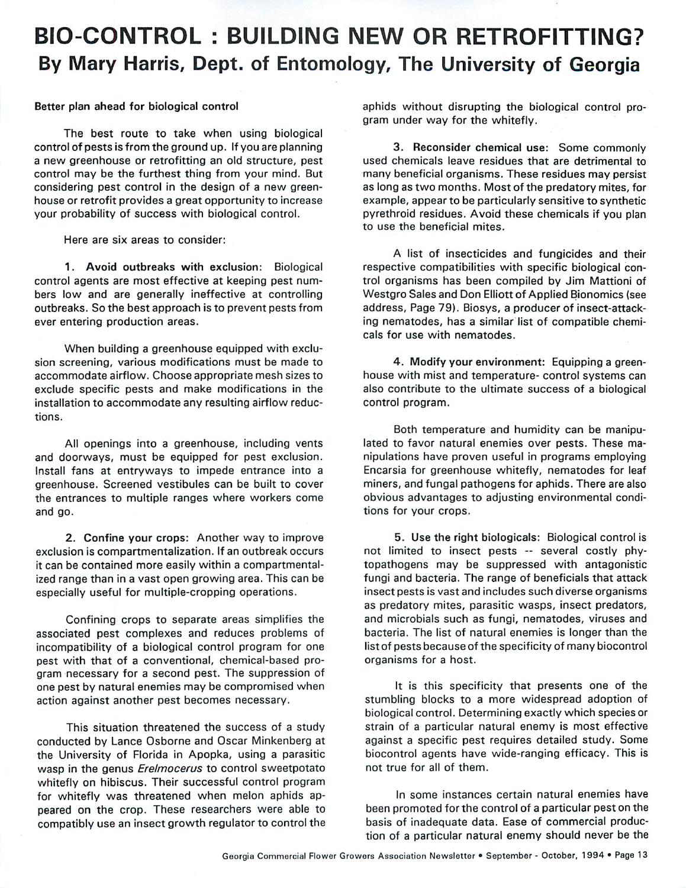# BIO-CONTROL : BUILDING NEW OR RETROFITTING?

## By Mary Harris, Dept. of Entomology, The University of Georgia

**Better plan ahead for biological control**

The best route to take when using biological control of pests is from the ground up. If you are planning a new greenhouse or retrofitting an old structure, pest control may be the furthest thing from your mind. But considering pest control in the design of a new greenhouse or retrofit provides a great opportunity to increase your probability of success with biological control.

Here are six areas to consider:

**1. Avoid outbreaks with exclusion:** Biological control agents are most effective at keeping pest numbers low and are generally ineffective at controlling outbreaks. So the best approach is to prevent pests from ever entering production areas.

When building a greenhouse equipped with exclusion screening, various modifications must be made to accommodate airflow. Choose appropriate mesh sizes to exclude specific pests and make modifications in the installation to accommodate any resulting airflow reductions.

All openings into a greenhouse, including vents and doorways, must be equipped for pest exclusion. Install fans at entryways to impede entrance into a greenhouse. Screened vestibules can be built to cover the entrances to multiple ranges where workers come and go.

**2. Confine your crops:** Another way to improve exclusion is compartmentalization. If an outbreak occurs it can be contained more easily within a compartmentalized range than in a vast open growing area. This can be especially useful for multiple-cropping operations.

Confining crops to separate areas simplifies the associated pest complexes and reduces problems of incompatibility of a biological control program for one pest with that of a conventional, chemical-based program necessary for a second pest. The suppression of one pest by natural enemies may be compromised when action against another pest becomes necessary.

This situation threatened the success of a study conducted by Lance Osborne and Oscar Minkenberg at the University of Florida in Apopka, using a parasitic wasp in the genus *Erelmocerus* to control sweetpotato whitefly on hibiscus. Their successful control program for whitefly was threatened when melon aphids appeared on the crop. These researchers were able to compatibly use an insect growth regulator to control the aphids without disrupting the biological control program under way for the whitefly.

**3. Reconsider chemical use:** Some commonly used chemicals leave residues that are detrimental to many beneficial organisms. These residues may persist as long as two months. Most of the predatory mites, for example, appear to be particularly sensitive to synthetic pyrethroid residues. Avoid these chemicals if you plan to use the beneficial mites.

A list of insecticides and fungicides and their respective compatibilities with specific biological control organisms has been compiled by Jim Mattioni of Westgro Sales and Don Elliott of Applied Bionomics (see address, Page 79). Biosys, a producer of insect-attacking nematodes, has a similar list of compatible chemicals for use with nematodes.

**4. Modify your environment:** Equipping a greenhouse with mist and temperature- control systems can also contribute to the ultimate success of a biological control program.

Both temperature and humidity can be manipulated to favor natural enemies over pests. These manipulations have proven useful in programs employing Encarsia for greenhouse whitefly, nematodes for leaf miners, and fungal pathogens for aphids. There are also obvious advantages to adjusting environmental conditions for your crops.

**5. Use the right biologicals:** Biological control is not limited to insect pests -- several costly phytopathogens may be suppressed with antagonistic fungi and bacteria. The range of beneficials that attack insect pests is vast and includes such diverse organisms as predatory mites, parasitic wasps, insect predators, and microbials such as fungi, nematodes, viruses and bacteria. The list of natural enemies is longer than the list of pests because of the specificity of many biocontrol organisms for a host.

It is this specificity that presents one of the stumbling blocks to a more widespread adoption of biological control. Determining exactly which species or strain of a particular natural enemy is most effective against a specific pest requires detailed study. Some biocontrol agents have wide-ranging efficacy. This is not true for all of them.

In some instances certain natural enemies have been promoted for the control of a particular pest on the basis of inadequate data. Ease of commercial production of a particular natural enemy should never be the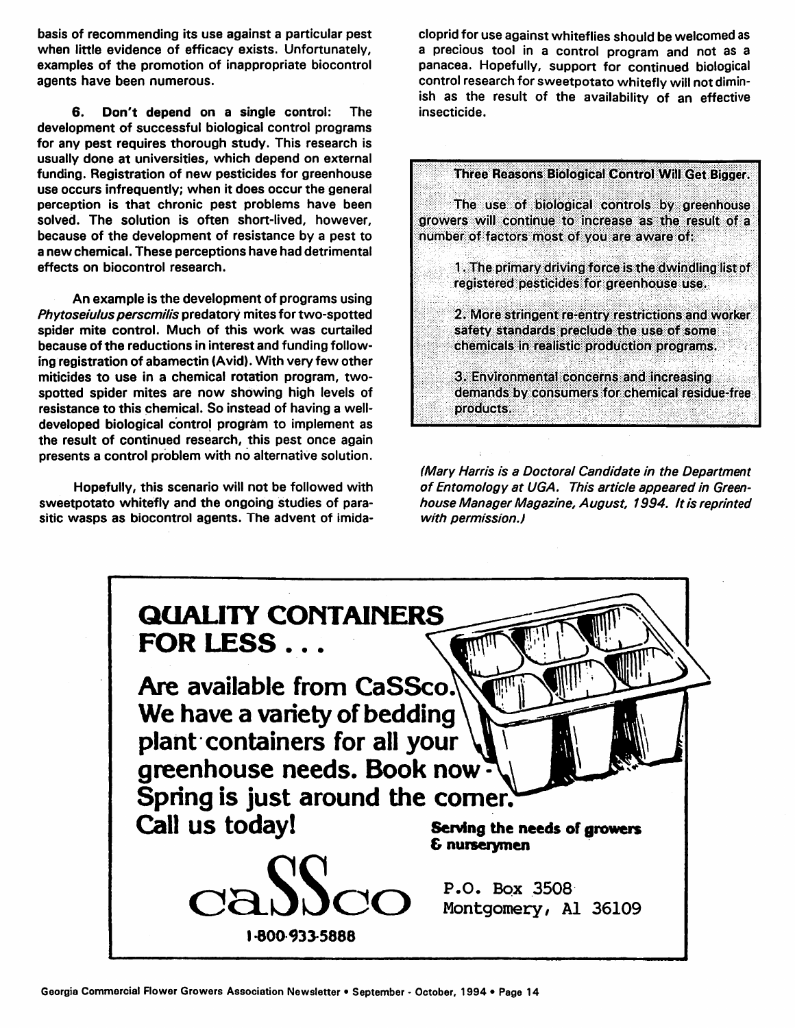basis of recommending its use against a particular pest when little evidence of efficacy exists. Unfortunately, examples of the promotion of inappropriate biocontrol agents have been numerous.

**6. Don't depend on a single control:** The development of successful biological control programs for any pest requires thorough study. This research is usually done at universities, which depend on external funding. Registration of new pesticides for greenhouse use occurs infrequently; when it does occur the general perception is that chronic pest problems have been solved. The solution is often short-lived, however, because of the development of resistance by a pest to a new chemical. These perceptions have had detrimental effects on biocontrol research.

An example is the development of programs using *Phytoseiulus perscmilis* predatory mites for two-spotted spider mite control. Much of this work was curtailed because of the reductions in interest and funding following registration of abamectin (Avid). With very few other miticides to use in a chemical rotation program, two-spotted spider mites are now showing high levels of resistance to this chemical. So instead of having a well-developed biological control program to implement as the result of continued research, this pest once again presents a control problem with no alternative solution.

Hopefully, this scenario will not be followed with sweetpotato whitefly and the ongoing studies of parasitic wasps as biocontrol agents. The advent of imidacloprid for use against whiteflies should be welcomed as a precious tool in a control program and not as a panacea. Hopefully, support for continued biological control research for sweetpotato whitefly will not diminish as the result of the availability of an effective insecticide.

**Three Reasons Biological Control Will Get Bigger.**

The use of biological controls by greenhouse growers will continue to increase as the result of a number of factors most of you are aware of:

1. The primary driving force is the dwindling list of registered pesticides for greenhouse use.

2. More stringent re-entry restrictions and worker safety standards preclude the use of some chemicals in realistic production programs.

3. Environmental concerns and increasing demands by consumers for chemical residue-free products.

*(Mary Harris is a Doctoral Candidate in the Department of Entomology at UGA. This article appeared in Greenhouse Manager Magazine, August, 1994. It is reprinted with permission.)*

---

**QUALITY CONTAINERS FOR LESS . . .**

**Are available from CaSSco. We have a variety of bedding plant containers for all your greenhouse needs. Book now - Spring is just around the corner. Call us today!**

**Serving the needs of growers & nurserymen**

caSSco

1-800-933-5888

P.O. Box 3508
Montgomery, Al 36109